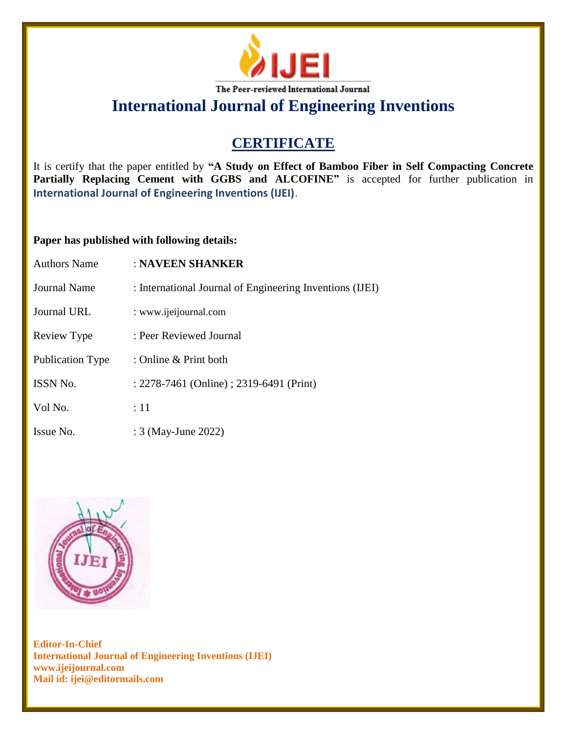The Peer-reviewed International Journal

# International Journal of Engineering Inventions

## CERTIFICATE

It is certify that the paper entitled by **"A Study on Effect of Bamboo Fiber in Self Compacting Concrete Partially Replacing Cement with GGBS and ALCOFINE"** is accepted for further publication in **International Journal of Engineering Inventions (IJEI)**.

**Paper has published with following details:**

| | |
|---|---|
| Authors Name | : **NAVEEN SHANKER** |
| Journal Name | : International Journal of Engineering Inventions (IJEI) |
| Journal URL | : www.ijeijournal.com |
| Review Type | : Peer Reviewed Journal |
| Publication Type | : Online & Print both |
| ISSN No. | : 2278-7461 (Online) ; 2319-6491 (Print) |
| Vol No. | : 11 |
| Issue No. | : 3 (May-June 2022) |

**Editor-In-Chief**
**International Journal of Engineering Inventions (IJEI)**
**www.ijeijournal.com**
**Mail id: ijei@editormails.com**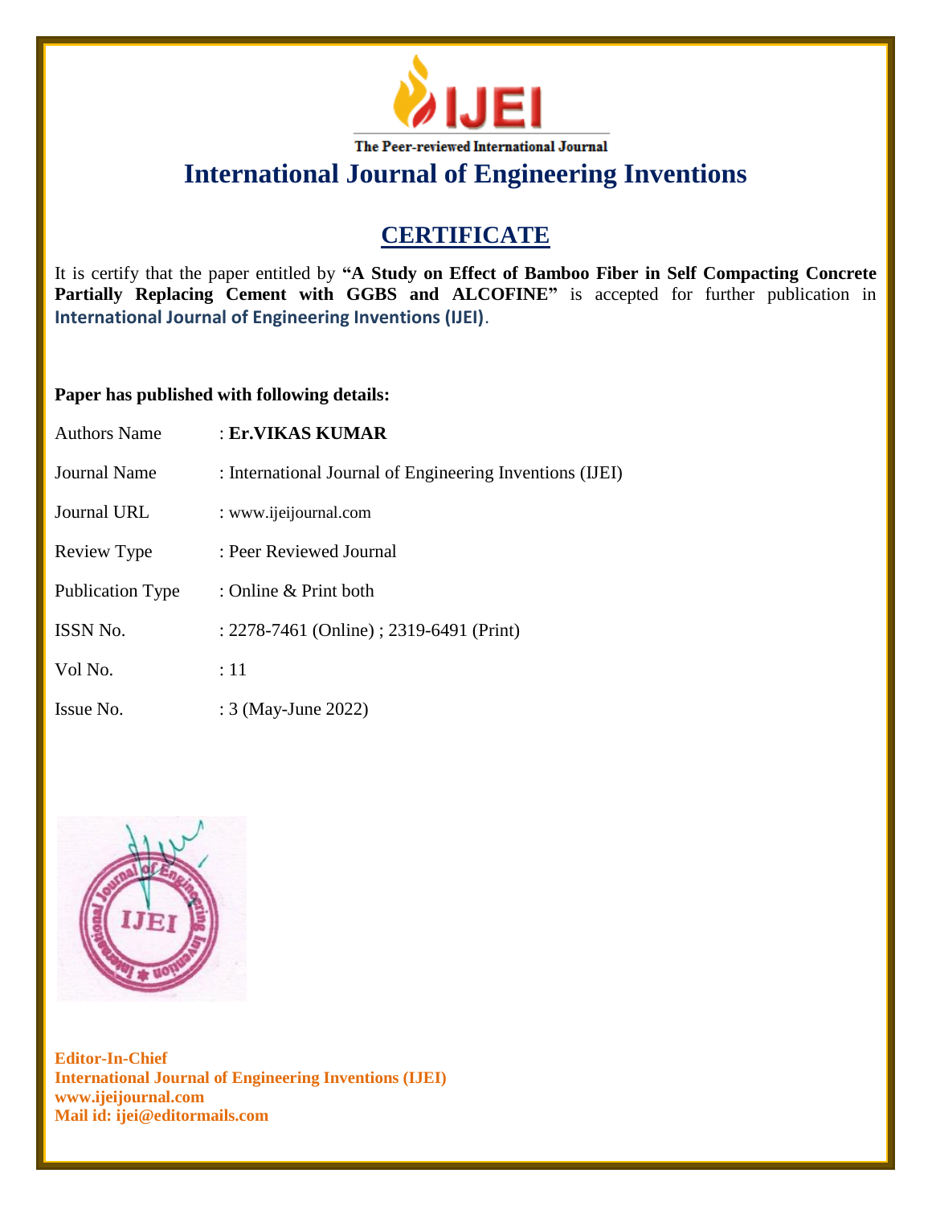The Peer-reviewed International Journal

# International Journal of Engineering Inventions

## CERTIFICATE

It is certify that the paper entitled by **"A Study on Effect of Bamboo Fiber in Self Compacting Concrete Partially Replacing Cement with GGBS and ALCOFINE"** is accepted for further publication in **International Journal of Engineering Inventions (IJEI)**.

**Paper has published with following details:**

| | |
|---|---|
| Authors Name | : **Er.VIKAS KUMAR** |
| Journal Name | : International Journal of Engineering Inventions (IJEI) |
| Journal URL | : www.ijeijournal.com |
| Review Type | : Peer Reviewed Journal |
| Publication Type | : Online & Print both |
| ISSN No. | : 2278-7461 (Online) ; 2319-6491 (Print) |
| Vol No. | : 11 |
| Issue No. | : 3 (May-June 2022) |

**Editor-In-Chief**
**International Journal of Engineering Inventions (IJEI)**
**www.ijeijournal.com**
**Mail id: ijei@editormails.com**